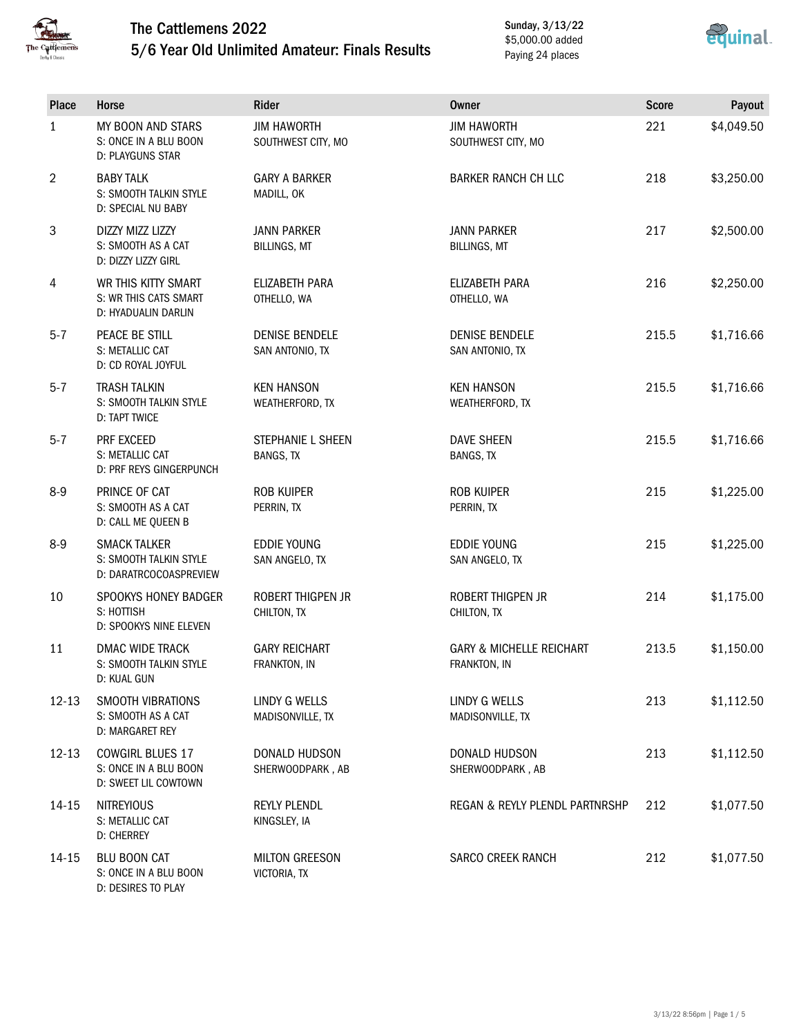# The Cattlemens 2022

## 5/6 Year Old Unlimited Amateur: Finals Results

Sunday, 3/13/22
$5,000.00 added
Paying 24 places

| Place | Horse | Rider | Owner | Score | Payout |
|---|---|---|---|---|---|
| 1 | MY BOON AND STARS<br>S: ONCE IN A BLU BOON<br>D: PLAYGUNS STAR | JIM HAWORTH<br>SOUTHWEST CITY, MO | JIM HAWORTH<br>SOUTHWEST CITY, MO | 221 | $4,049.50 |
| 2 | BABY TALK<br>S: SMOOTH TALKIN STYLE<br>D: SPECIAL NU BABY | GARY A BARKER<br>MADILL, OK | BARKER RANCH CH LLC | 218 | $3,250.00 |
| 3 | DIZZY MIZZ LIZZY<br>S: SMOOTH AS A CAT<br>D: DIZZY LIZZY GIRL | JANN PARKER<br>BILLINGS, MT | JANN PARKER<br>BILLINGS, MT | 217 | $2,500.00 |
| 4 | WR THIS KITTY SMART<br>S: WR THIS CATS SMART<br>D: HYADUALIN DARLIN | ELIZABETH PARA<br>OTHELLO, WA | ELIZABETH PARA<br>OTHELLO, WA | 216 | $2,250.00 |
| 5-7 | PEACE BE STILL<br>S: METALLIC CAT<br>D: CD ROYAL JOYFUL | DENISE BENDELE<br>SAN ANTONIO, TX | DENISE BENDELE<br>SAN ANTONIO, TX | 215.5 | $1,716.66 |
| 5-7 | TRASH TALKIN<br>S: SMOOTH TALKIN STYLE<br>D: TAPT TWICE | KEN HANSON<br>WEATHERFORD, TX | KEN HANSON<br>WEATHERFORD, TX | 215.5 | $1,716.66 |
| 5-7 | PRF EXCEED<br>S: METALLIC CAT<br>D: PRF REYS GINGERPUNCH | STEPHANIE L SHEEN<br>BANGS, TX | DAVE SHEEN<br>BANGS, TX | 215.5 | $1,716.66 |
| 8-9 | PRINCE OF CAT<br>S: SMOOTH AS A CAT<br>D: CALL ME QUEEN B | ROB KUIPER<br>PERRIN, TX | ROB KUIPER<br>PERRIN, TX | 215 | $1,225.00 |
| 8-9 | SMACK TALKER<br>S: SMOOTH TALKIN STYLE<br>D: DARATRCOCOASPREVIEW | EDDIE YOUNG<br>SAN ANGELO, TX | EDDIE YOUNG<br>SAN ANGELO, TX | 215 | $1,225.00 |
| 10 | SPOOKYS HONEY BADGER<br>S: HOTTISH<br>D: SPOOKYS NINE ELEVEN | ROBERT THIGPEN JR<br>CHILTON, TX | ROBERT THIGPEN JR<br>CHILTON, TX | 214 | $1,175.00 |
| 11 | DMAC WIDE TRACK<br>S: SMOOTH TALKIN STYLE<br>D: KUAL GUN | GARY REICHART<br>FRANKTON, IN | GARY & MICHELLE REICHART<br>FRANKTON, IN | 213.5 | $1,150.00 |
| 12-13 | SMOOTH VIBRATIONS<br>S: SMOOTH AS A CAT<br>D: MARGARET REY | LINDY G WELLS<br>MADISONVILLE, TX | LINDY G WELLS<br>MADISONVILLE, TX | 213 | $1,112.50 |
| 12-13 | COWGIRL BLUES 17<br>S: ONCE IN A BLU BOON<br>D: SWEET LIL COWTOWN | DONALD HUDSON<br>SHERWOODPARK , AB | DONALD HUDSON<br>SHERWOODPARK , AB | 213 | $1,112.50 |
| 14-15 | NITREYIOUS<br>S: METALLIC CAT<br>D: CHERREY | REYLY PLENDL<br>KINGSLEY, IA | REGAN & REYLY PLENDL PARTNRSHP | 212 | $1,077.50 |
| 14-15 | BLU BOON CAT<br>S: ONCE IN A BLU BOON<br>D: DESIRES TO PLAY | MILTON GREESON<br>VICTORIA, TX | SARCO CREEK RANCH | 212 | $1,077.50 |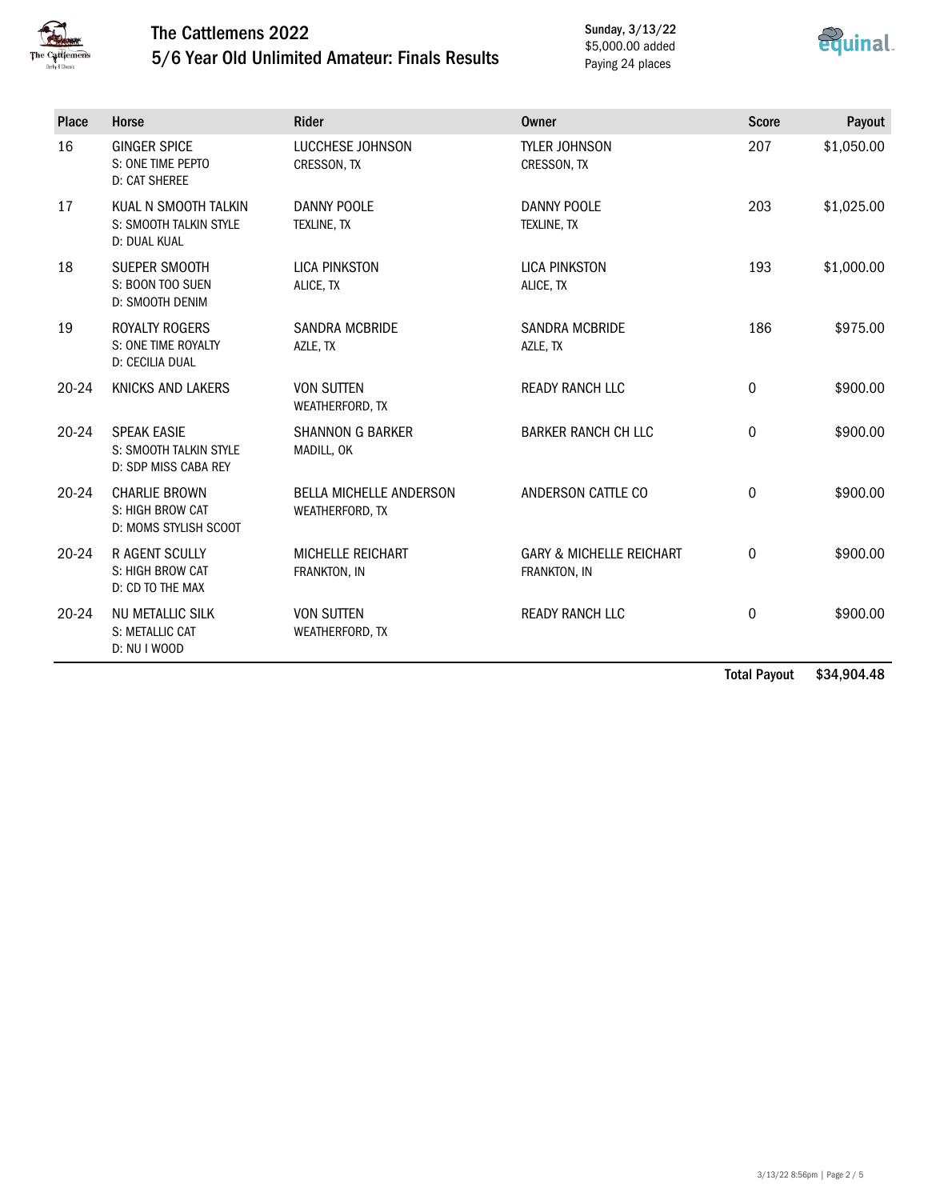# The Cattlemens 2022

## 5/6 Year Old Unlimited Amateur: Finals Results

Sunday, 3/13/22
$5,000.00 added
Paying 24 places

| Place | Horse | Rider | Owner | Score | Payout |
|---|---|---|---|---|---|
| 16 | GINGER SPICE<br>S: ONE TIME PEPTO<br>D: CAT SHEREE | LUCCHESE JOHNSON<br>CRESSON, TX | TYLER JOHNSON<br>CRESSON, TX | 207 | $1,050.00 |
| 17 | KUAL N SMOOTH TALKIN<br>S: SMOOTH TALKIN STYLE<br>D: DUAL KUAL | DANNY POOLE<br>TEXLINE, TX | DANNY POOLE<br>TEXLINE, TX | 203 | $1,025.00 |
| 18 | SUEPER SMOOTH<br>S: BOON TOO SUEN<br>D: SMOOTH DENIM | LICA PINKSTON<br>ALICE, TX | LICA PINKSTON<br>ALICE, TX | 193 | $1,000.00 |
| 19 | ROYALTY ROGERS<br>S: ONE TIME ROYALTY<br>D: CECILIA DUAL | SANDRA MCBRIDE<br>AZLE, TX | SANDRA MCBRIDE<br>AZLE, TX | 186 | $975.00 |
| 20-24 | KNICKS AND LAKERS | VON SUTTEN<br>WEATHERFORD, TX | READY RANCH LLC | 0 | $900.00 |
| 20-24 | SPEAK EASIE<br>S: SMOOTH TALKIN STYLE<br>D: SDP MISS CABA REY | SHANNON G BARKER<br>MADILL, OK | BARKER RANCH CH LLC | 0 | $900.00 |
| 20-24 | CHARLIE BROWN<br>S: HIGH BROW CAT<br>D: MOMS STYLISH SCOOT | BELLA MICHELLE ANDERSON<br>WEATHERFORD, TX | ANDERSON CATTLE CO | 0 | $900.00 |
| 20-24 | R AGENT SCULLY<br>S: HIGH BROW CAT<br>D: CD TO THE MAX | MICHELLE REICHART<br>FRANKTON, IN | GARY & MICHELLE REICHART<br>FRANKTON, IN | 0 | $900.00 |
| 20-24 | NU METALLIC SILK<br>S: METALLIC CAT<br>D: NU I WOOD | VON SUTTEN<br>WEATHERFORD, TX | READY RANCH LLC | 0 | $900.00 |
| | | | | **Total Payout** | **$34,904.48** |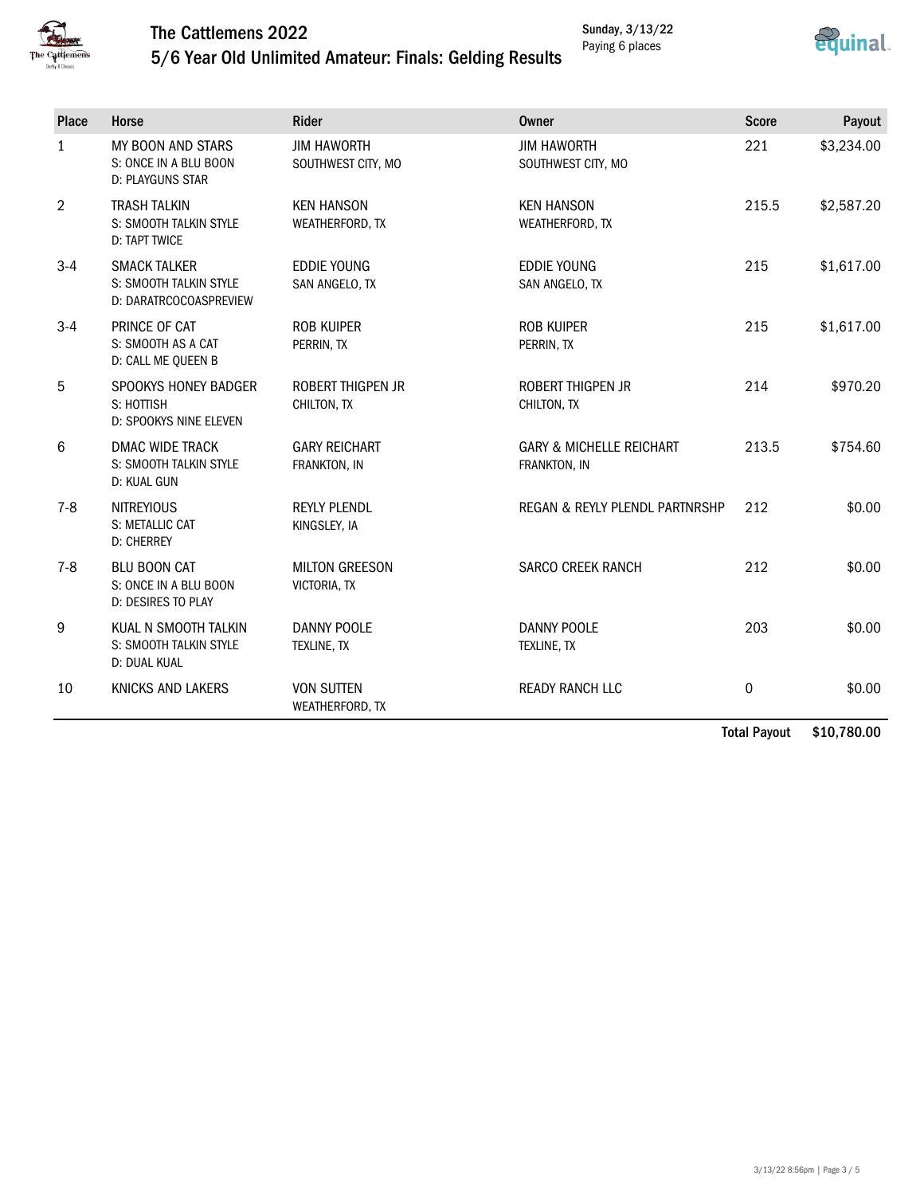# The Cattlemens 2022

## 5/6 Year Old Unlimited Amateur: Finals: Gelding Results

Sunday, 3/13/22
Paying 6 places

| Place | Horse | Rider | Owner | Score | Payout |
|---|---|---|---|---|---|
| 1 | MY BOON AND STARS<br>S: ONCE IN A BLU BOON<br>D: PLAYGUNS STAR | JIM HAWORTH<br>SOUTHWEST CITY, MO | JIM HAWORTH<br>SOUTHWEST CITY, MO | 221 | $3,234.00 |
| 2 | TRASH TALKIN<br>S: SMOOTH TALKIN STYLE<br>D: TAPT TWICE | KEN HANSON<br>WEATHERFORD, TX | KEN HANSON<br>WEATHERFORD, TX | 215.5 | $2,587.20 |
| 3-4 | SMACK TALKER<br>S: SMOOTH TALKIN STYLE<br>D: DARATRCOCOASPREVIEW | EDDIE YOUNG<br>SAN ANGELO, TX | EDDIE YOUNG<br>SAN ANGELO, TX | 215 | $1,617.00 |
| 3-4 | PRINCE OF CAT<br>S: SMOOTH AS A CAT<br>D: CALL ME QUEEN B | ROB KUIPER<br>PERRIN, TX | ROB KUIPER<br>PERRIN, TX | 215 | $1,617.00 |
| 5 | SPOOKYS HONEY BADGER<br>S: HOTTISH<br>D: SPOOKYS NINE ELEVEN | ROBERT THIGPEN JR<br>CHILTON, TX | ROBERT THIGPEN JR<br>CHILTON, TX | 214 | $970.20 |
| 6 | DMAC WIDE TRACK<br>S: SMOOTH TALKIN STYLE<br>D: KUAL GUN | GARY REICHART<br>FRANKTON, IN | GARY & MICHELLE REICHART<br>FRANKTON, IN | 213.5 | $754.60 |
| 7-8 | NITREYIOUS<br>S: METALLIC CAT<br>D: CHERREY | REYLY PLENDL<br>KINGSLEY, IA | REGAN & REYLY PLENDL PARTNRSHP | 212 | $0.00 |
| 7-8 | BLU BOON CAT<br>S: ONCE IN A BLU BOON<br>D: DESIRES TO PLAY | MILTON GREESON<br>VICTORIA, TX | SARCO CREEK RANCH | 212 | $0.00 |
| 9 | KUAL N SMOOTH TALKIN<br>S: SMOOTH TALKIN STYLE<br>D: DUAL KUAL | DANNY POOLE<br>TEXLINE, TX | DANNY POOLE<br>TEXLINE, TX | 203 | $0.00 |
| 10 | KNICKS AND LAKERS | VON SUTTEN<br>WEATHERFORD, TX | READY RANCH LLC | 0 | $0.00 |
| | | | | **Total Payout** | **$10,780.00** |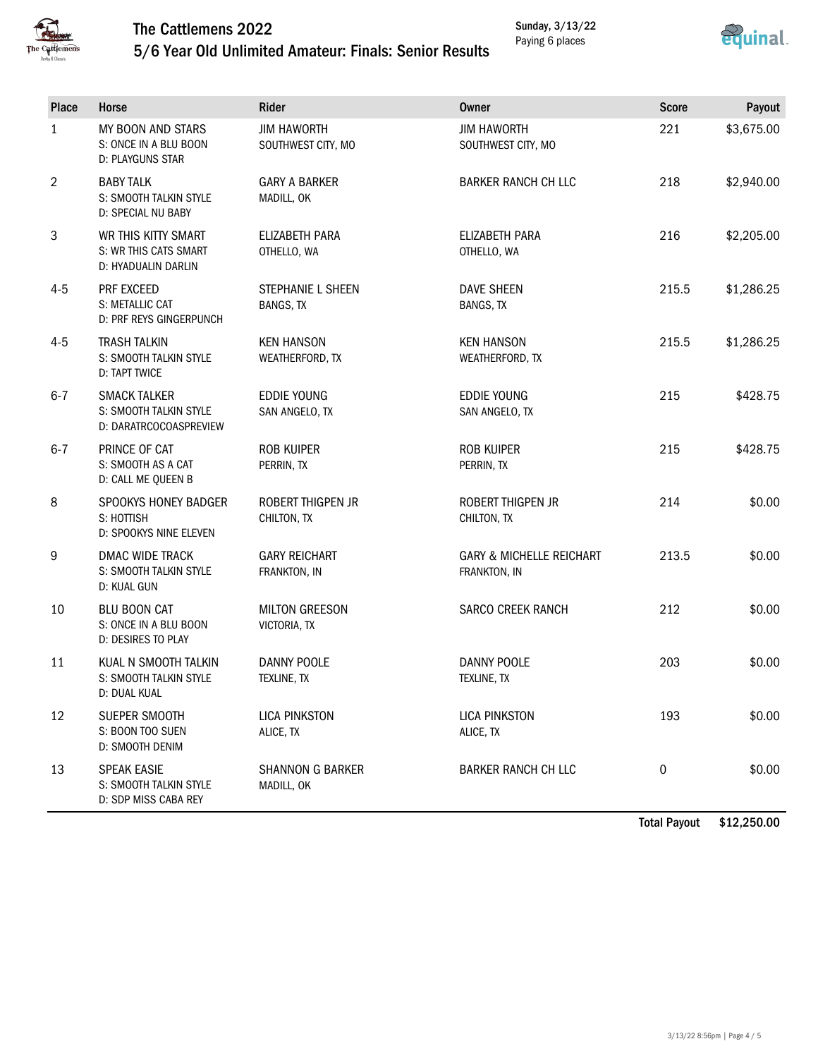# The Cattlemens 2022

## 5/6 Year Old Unlimited Amateur: Finals: Senior Results

Sunday, 3/13/22
Paying 6 places

| Place | Horse | Rider | Owner | Score | Payout |
|---|---|---|---|---|---|
| 1 | MY BOON AND STARS<br>S: ONCE IN A BLU BOON<br>D: PLAYGUNS STAR | JIM HAWORTH<br>SOUTHWEST CITY, MO | JIM HAWORTH<br>SOUTHWEST CITY, MO | 221 | $3,675.00 |
| 2 | BABY TALK<br>S: SMOOTH TALKIN STYLE<br>D: SPECIAL NU BABY | GARY A BARKER<br>MADILL, OK | BARKER RANCH CH LLC | 218 | $2,940.00 |
| 3 | WR THIS KITTY SMART<br>S: WR THIS CATS SMART<br>D: HYADUALIN DARLIN | ELIZABETH PARA<br>OTHELLO, WA | ELIZABETH PARA<br>OTHELLO, WA | 216 | $2,205.00 |
| 4-5 | PRF EXCEED<br>S: METALLIC CAT<br>D: PRF REYS GINGERPUNCH | STEPHANIE L SHEEN<br>BANGS, TX | DAVE SHEEN<br>BANGS, TX | 215.5 | $1,286.25 |
| 4-5 | TRASH TALKIN<br>S: SMOOTH TALKIN STYLE<br>D: TAPT TWICE | KEN HANSON<br>WEATHERFORD, TX | KEN HANSON<br>WEATHERFORD, TX | 215.5 | $1,286.25 |
| 6-7 | SMACK TALKER<br>S: SMOOTH TALKIN STYLE<br>D: DARATRCOCOASPREVIEW | EDDIE YOUNG<br>SAN ANGELO, TX | EDDIE YOUNG<br>SAN ANGELO, TX | 215 | $428.75 |
| 6-7 | PRINCE OF CAT<br>S: SMOOTH AS A CAT<br>D: CALL ME QUEEN B | ROB KUIPER<br>PERRIN, TX | ROB KUIPER<br>PERRIN, TX | 215 | $428.75 |
| 8 | SPOOKYS HONEY BADGER<br>S: HOTTISH<br>D: SPOOKYS NINE ELEVEN | ROBERT THIGPEN JR<br>CHILTON, TX | ROBERT THIGPEN JR<br>CHILTON, TX | 214 | $0.00 |
| 9 | DMAC WIDE TRACK<br>S: SMOOTH TALKIN STYLE<br>D: KUAL GUN | GARY REICHART<br>FRANKTON, IN | GARY & MICHELLE REICHART<br>FRANKTON, IN | 213.5 | $0.00 |
| 10 | BLU BOON CAT<br>S: ONCE IN A BLU BOON<br>D: DESIRES TO PLAY | MILTON GREESON<br>VICTORIA, TX | SARCO CREEK RANCH | 212 | $0.00 |
| 11 | KUAL N SMOOTH TALKIN<br>S: SMOOTH TALKIN STYLE<br>D: DUAL KUAL | DANNY POOLE<br>TEXLINE, TX | DANNY POOLE<br>TEXLINE, TX | 203 | $0.00 |
| 12 | SUEPER SMOOTH<br>S: BOON TOO SUEN<br>D: SMOOTH DENIM | LICA PINKSTON<br>ALICE, TX | LICA PINKSTON<br>ALICE, TX | 193 | $0.00 |
| 13 | SPEAK EASIE<br>S: SMOOTH TALKIN STYLE<br>D: SDP MISS CABA REY | SHANNON G BARKER<br>MADILL, OK | BARKER RANCH CH LLC | 0 | $0.00 |
| | | | | **Total Payout** | **$12,250.00** |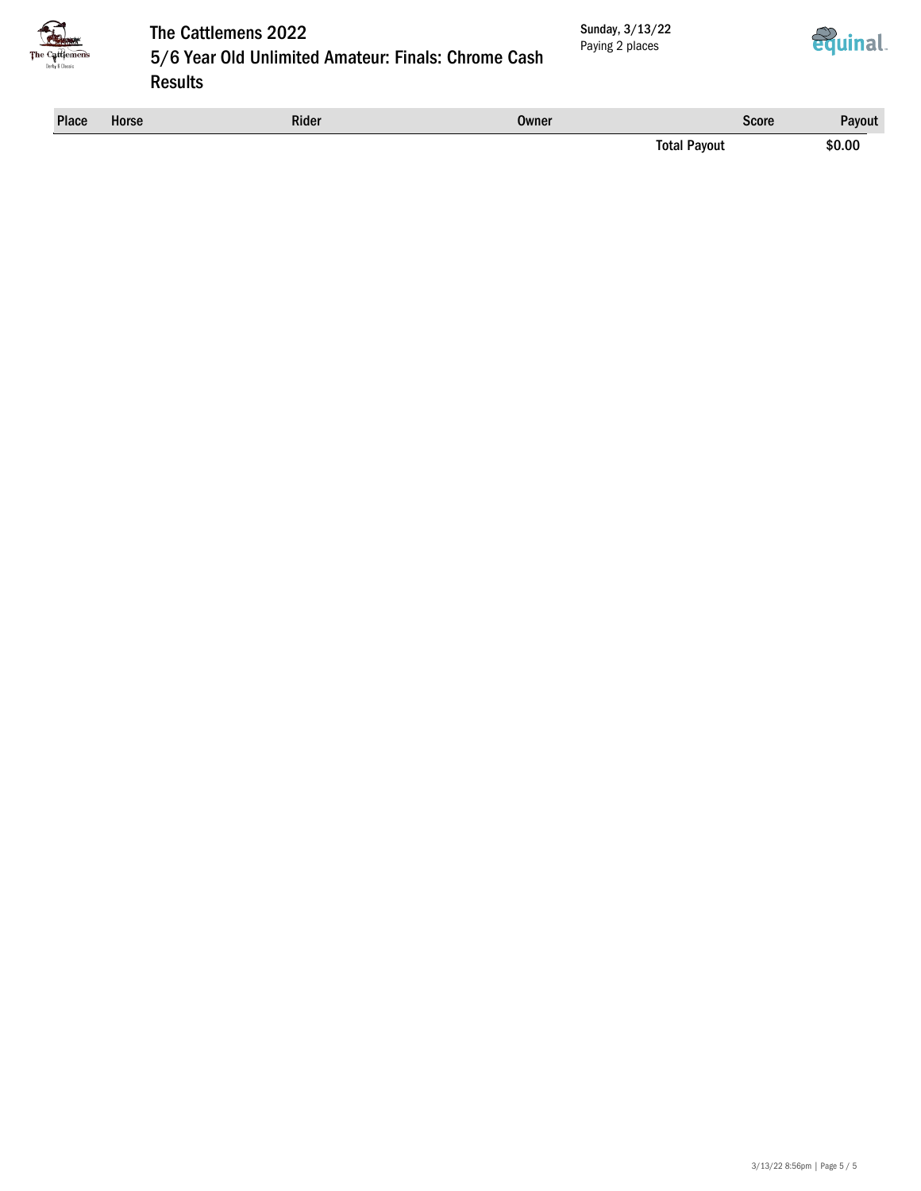# The Cattlemens 2022

## 5/6 Year Old Unlimited Amateur: Finals: Chrome Cash Results

**Sunday, 3/13/22**
Paying 2 places

| Place | Horse | Rider | Owner | Score | Payout |
|---|---|---|---|---|---|
| | | | **Total Payout** | | **$0.00** |